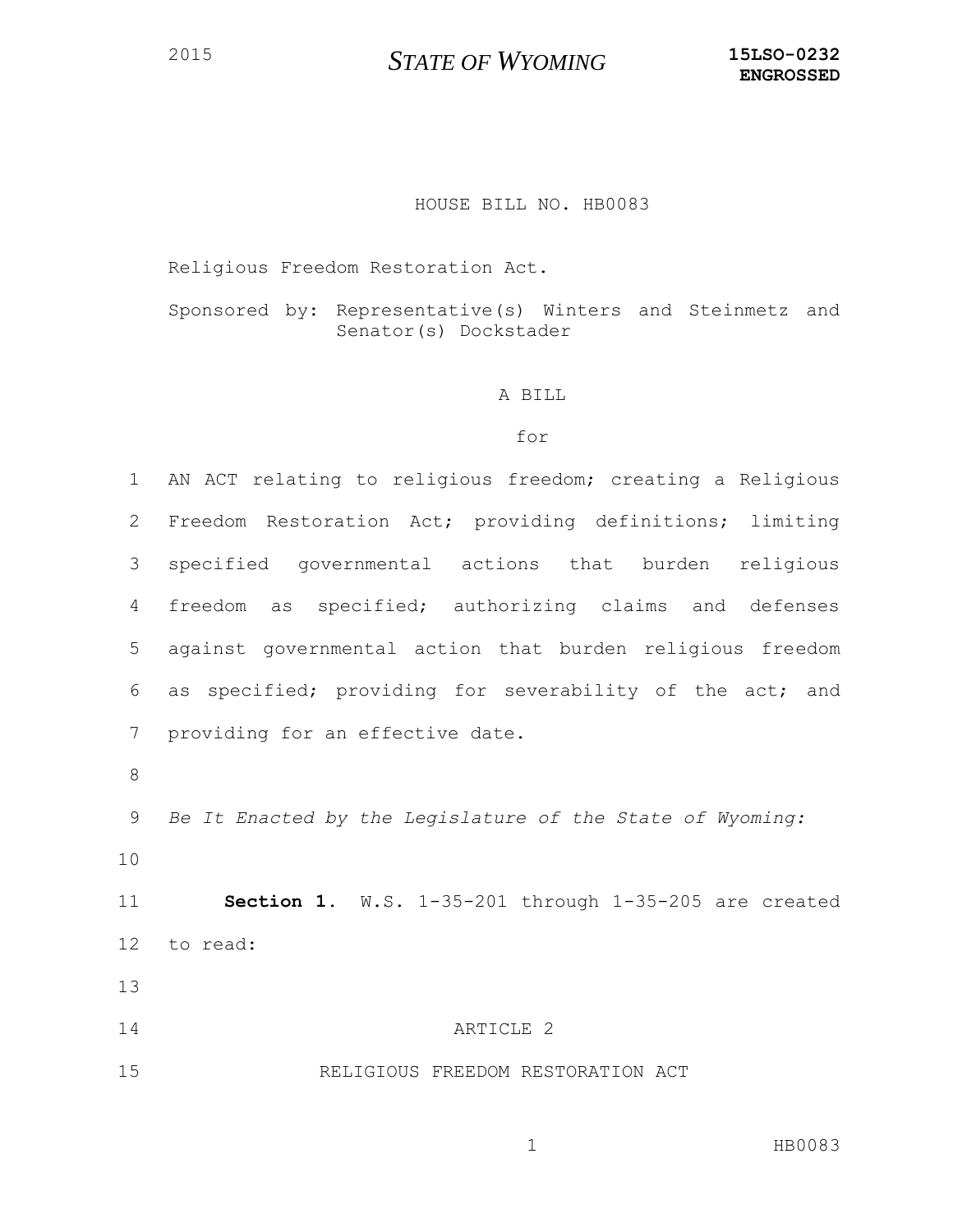2015 **STATE OF WYOMING** **15LSO-0232**
**ENGROSSED**

HOUSE BILL NO. HB0083

Religious Freedom Restoration Act.

Sponsored by: Representative(s) Winters and Steinmetz and Senator(s) Dockstader

A BILL

for

AN ACT relating to religious freedom; creating a Religious Freedom Restoration Act; providing definitions; limiting specified governmental actions that burden religious freedom as specified; authorizing claims and defenses against governmental action that burden religious freedom as specified; providing for severability of the act; and providing for an effective date.

*Be It Enacted by the Legislature of the State of Wyoming:*

**Section 1.** W.S. 1-35-201 through 1-35-205 are created to read:

ARTICLE 2

RELIGIOUS FREEDOM RESTORATION ACT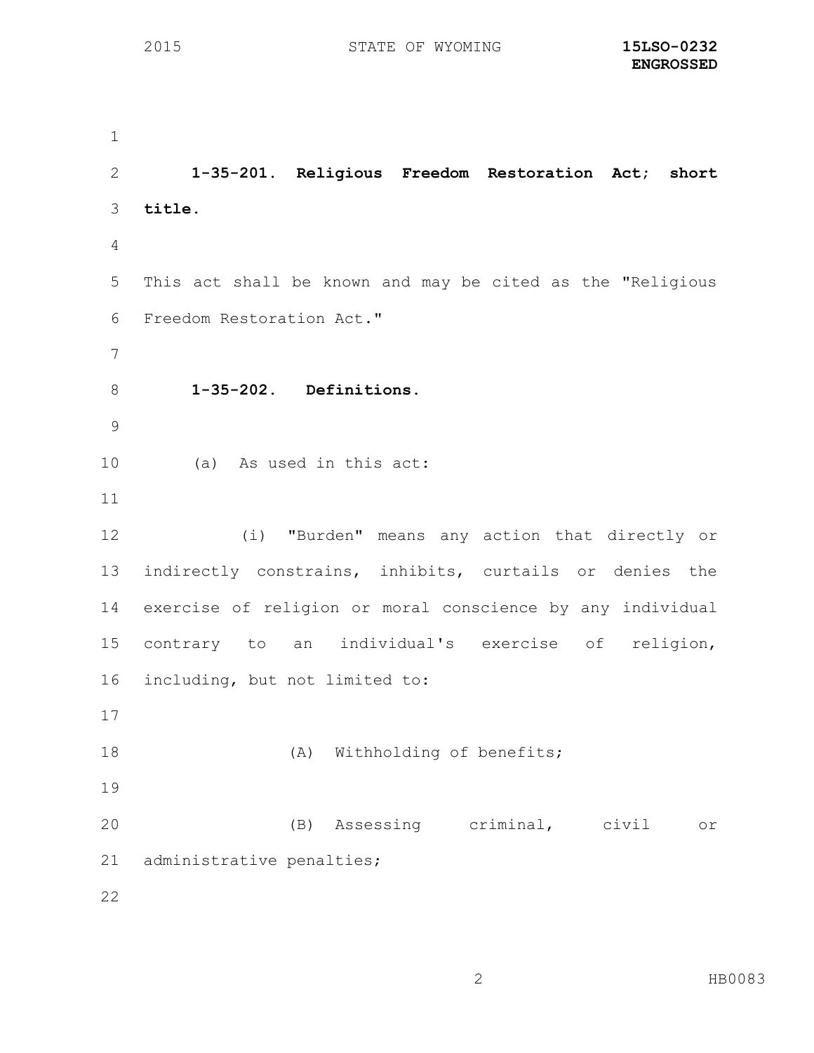**1-35-201. Religious Freedom Restoration Act; short title.**

This act shall be known and may be cited as the "Religious Freedom Restoration Act."

**1-35-202. Definitions.**

(a) As used in this act:

(i) "Burden" means any action that directly or indirectly constrains, inhibits, curtails or denies the exercise of religion or moral conscience by any individual contrary to an individual's exercise of religion, including, but not limited to:

(A) Withholding of benefits;

(B) Assessing criminal, civil or administrative penalties;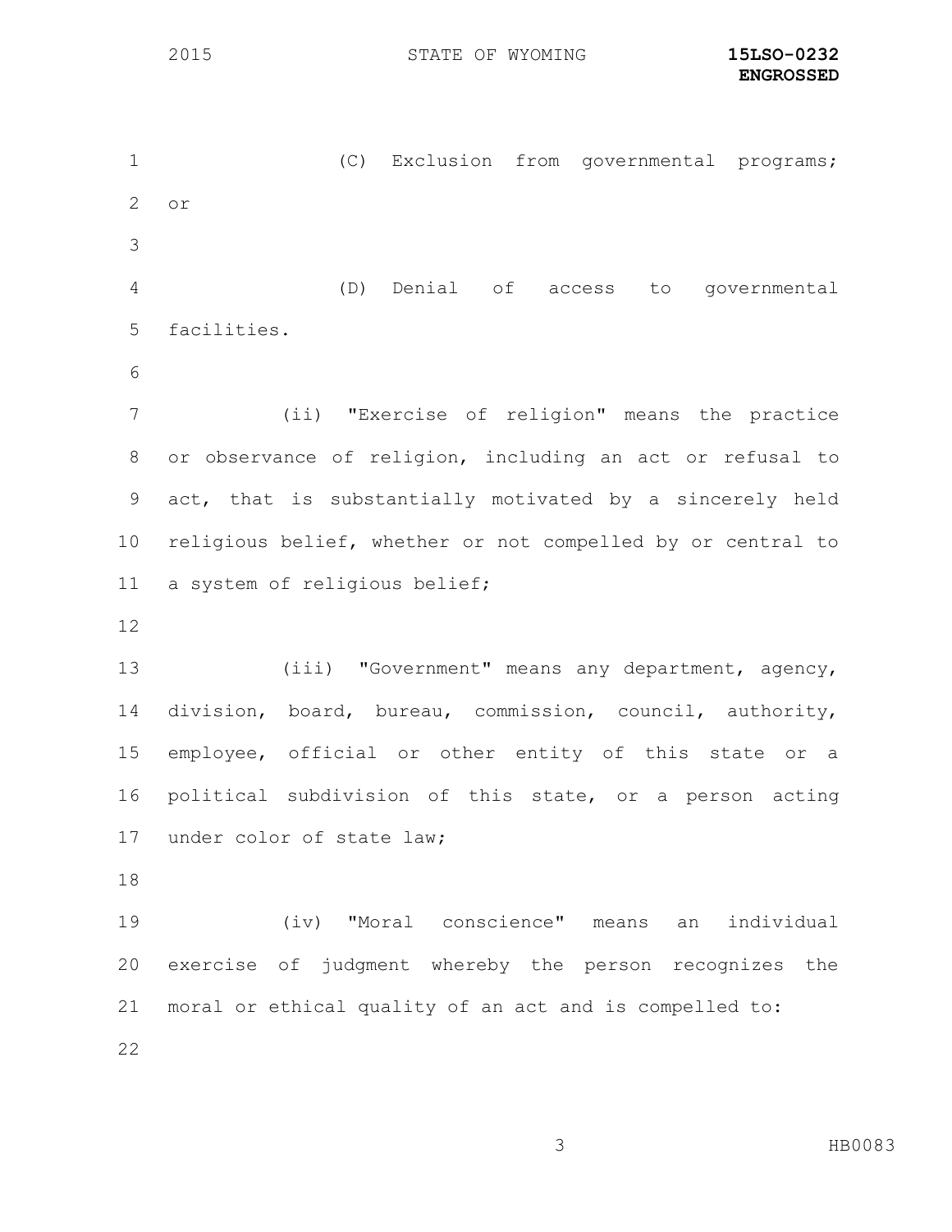(C) Exclusion from governmental programs; or

(D) Denial of access to governmental facilities.

(ii) "Exercise of religion" means the practice or observance of religion, including an act or refusal to act, that is substantially motivated by a sincerely held religious belief, whether or not compelled by or central to a system of religious belief;

(iii) "Government" means any department, agency, division, board, bureau, commission, council, authority, employee, official or other entity of this state or a political subdivision of this state, or a person acting under color of state law;

(iv) "Moral conscience" means an individual exercise of judgment whereby the person recognizes the moral or ethical quality of an act and is compelled to: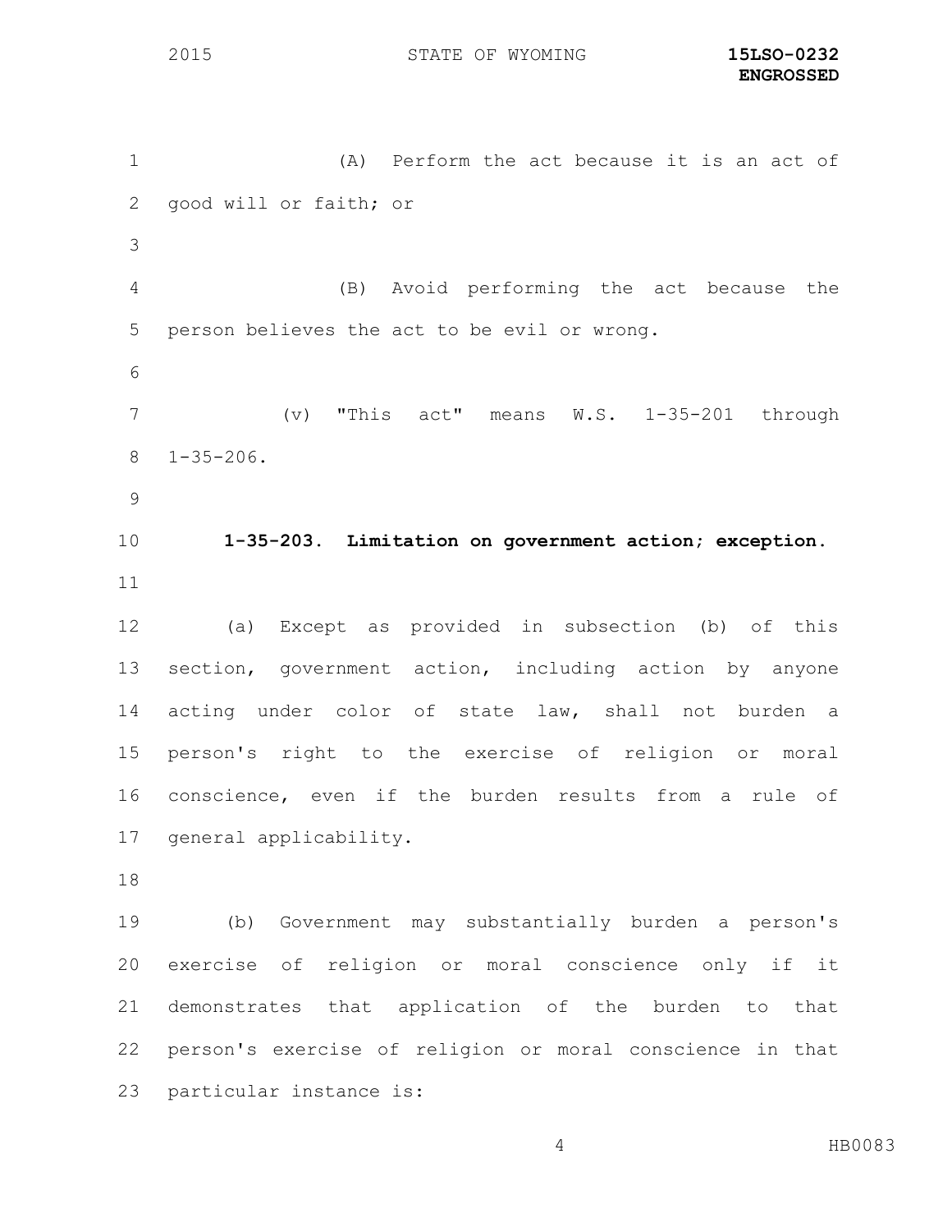(A) Perform the act because it is an act of good will or faith; or

(B) Avoid performing the act because the person believes the act to be evil or wrong.

(v) "This act" means W.S. 1-35-201 through 1-35-206.

**1-35-203. Limitation on government action; exception.**

(a) Except as provided in subsection (b) of this section, government action, including action by anyone acting under color of state law, shall not burden a person's right to the exercise of religion or moral conscience, even if the burden results from a rule of general applicability.

(b) Government may substantially burden a person's exercise of religion or moral conscience only if it demonstrates that application of the burden to that person's exercise of religion or moral conscience in that particular instance is: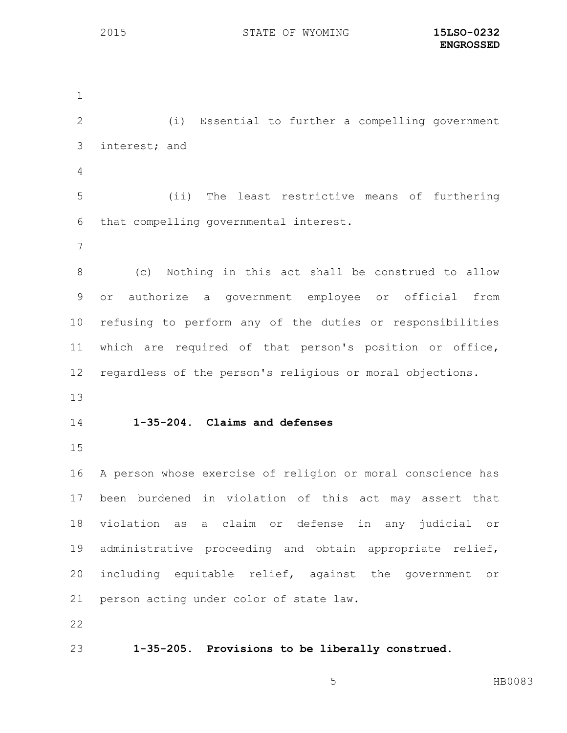(i) Essential to further a compelling government interest; and

(ii) The least restrictive means of furthering that compelling governmental interest.

(c) Nothing in this act shall be construed to allow or authorize a government employee or official from refusing to perform any of the duties or responsibilities which are required of that person's position or office, regardless of the person's religious or moral objections.

**1-35-204. Claims and defenses**

A person whose exercise of religion or moral conscience has been burdened in violation of this act may assert that violation as a claim or defense in any judicial or administrative proceeding and obtain appropriate relief, including equitable relief, against the government or person acting under color of state law.

**1-35-205. Provisions to be liberally construed.**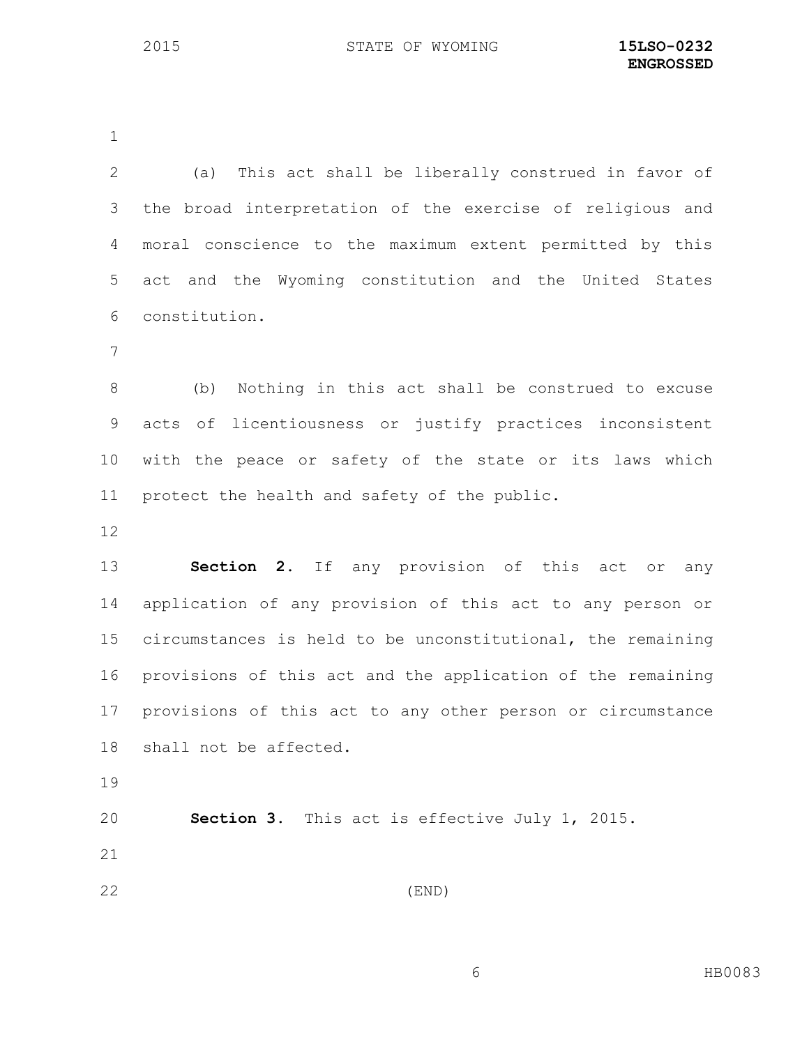(a) This act shall be liberally construed in favor of the broad interpretation of the exercise of religious and moral conscience to the maximum extent permitted by this act and the Wyoming constitution and the United States constitution.

(b) Nothing in this act shall be construed to excuse acts of licentiousness or justify practices inconsistent with the peace or safety of the state or its laws which protect the health and safety of the public.

**Section 2.** If any provision of this act or any application of any provision of this act to any person or circumstances is held to be unconstitutional, the remaining provisions of this act and the application of the remaining provisions of this act to any other person or circumstance shall not be affected.

**Section 3.** This act is effective July 1, 2015.

(END)